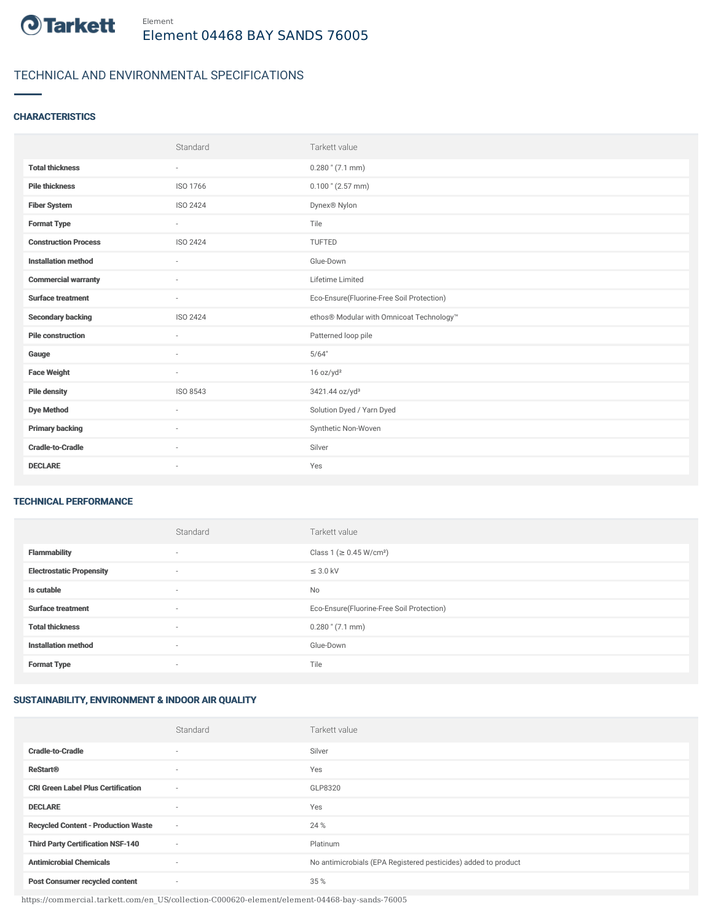Tarkett

Element

# Element 04468 BAY SANDS 76005

## TECHNICAL AND ENVIRONMENTAL SPECIFICATIONS

### CHARACTERISTICS

| | Standard | Tarkett value |
|---|---|---|
| **Total thickness** | - | 0.280 " (7.1 mm) |
| **Pile thickness** | ISO 1766 | 0.100 " (2.57 mm) |
| **Fiber System** | ISO 2424 | Dynex® Nylon |
| **Format Type** | - | Tile |
| **Construction Process** | ISO 2424 | TUFTED |
| **Installation method** | - | Glue-Down |
| **Commercial warranty** | - | Lifetime Limited |
| **Surface treatment** | - | Eco-Ensure(Fluorine-Free Soil Protection) |
| **Secondary backing** | ISO 2424 | ethos® Modular with Omnicoat Technology™ |
| **Pile construction** | - | Patterned loop pile |
| **Gauge** | - | 5/64" |
| **Face Weight** | - | 16 oz/yd² |
| **Pile density** | ISO 8543 | 3421.44 oz/yd³ |
| **Dye Method** | - | Solution Dyed / Yarn Dyed |
| **Primary backing** | - | Synthetic Non-Woven |
| **Cradle-to-Cradle** | - | Silver |
| **DECLARE** | - | Yes |

### TECHNICAL PERFORMANCE

| | Standard | Tarkett value |
|---|---|---|
| **Flammability** | - | Class 1 (≥ 0.45 W/cm²) |
| **Electrostatic Propensity** | - | ≤ 3.0 kV |
| **Is cutable** | - | No |
| **Surface treatment** | - | Eco-Ensure(Fluorine-Free Soil Protection) |
| **Total thickness** | - | 0.280 " (7.1 mm) |
| **Installation method** | - | Glue-Down |
| **Format Type** | - | Tile |

### SUSTAINABILITY, ENVIRONMENT & INDOOR AIR QUALITY

| | Standard | Tarkett value |
|---|---|---|
| **Cradle-to-Cradle** | - | Silver |
| **ReStart®** | - | Yes |
| **CRI Green Label Plus Certification** | - | GLP8320 |
| **DECLARE** | - | Yes |
| **Recycled Content - Production Waste** | - | 24 % |
| **Third Party Certification NSF-140** | - | Platinum |
| **Antimicrobial Chemicals** | - | No antimicrobials (EPA Registered pesticides) added to product |
| **Post Consumer recycled content** | - | 35 % |

https://commercial.tarkett.com/en_US/collection-C000620-element/element-04468-bay-sands-76005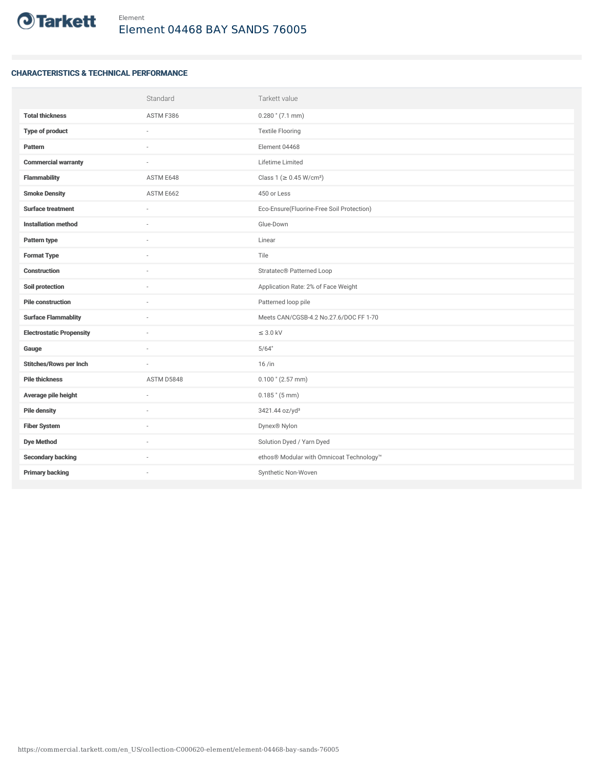Element

# Element 04468 BAY SANDS 76005

## CHARACTERISTICS & TECHNICAL PERFORMANCE

| | Standard | Tarkett value |
|---|---|---|
| **Total thickness** | ASTM F386 | 0.280 " (7.1 mm) |
| **Type of product** | - | Textile Flooring |
| **Pattern** | - | Element 04468 |
| **Commercial warranty** | - | Lifetime Limited |
| **Flammability** | ASTM E648 | Class 1 (≥ 0.45 W/cm²) |
| **Smoke Density** | ASTM E662 | 450 or Less |
| **Surface treatment** | - | Eco-Ensure(Fluorine-Free Soil Protection) |
| **Installation method** | - | Glue-Down |
| **Pattern type** | - | Linear |
| **Format Type** | - | Tile |
| **Construction** | - | Stratatec® Patterned Loop |
| **Soil protection** | - | Application Rate: 2% of Face Weight |
| **Pile construction** | - | Patterned loop pile |
| **Surface Flammablity** | - | Meets CAN/CGSB-4.2 No.27.6/DOC FF 1-70 |
| **Electrostatic Propensity** | - | ≤ 3.0 kV |
| **Gauge** | - | 5/64" |
| **Stitches/Rows per Inch** | - | 16 /in |
| **Pile thickness** | ASTM D5848 | 0.100 " (2.57 mm) |
| **Average pile height** | - | 0.185 " (5 mm) |
| **Pile density** | - | 3421.44 oz/yd³ |
| **Fiber System** | - | Dynex® Nylon |
| **Dye Method** | - | Solution Dyed / Yarn Dyed |
| **Secondary backing** | - | ethos® Modular with Omnicoat Technology™ |
| **Primary backing** | - | Synthetic Non-Woven |

https://commercial.tarkett.com/en_US/collection-C000620-element/element-04468-bay-sands-76005